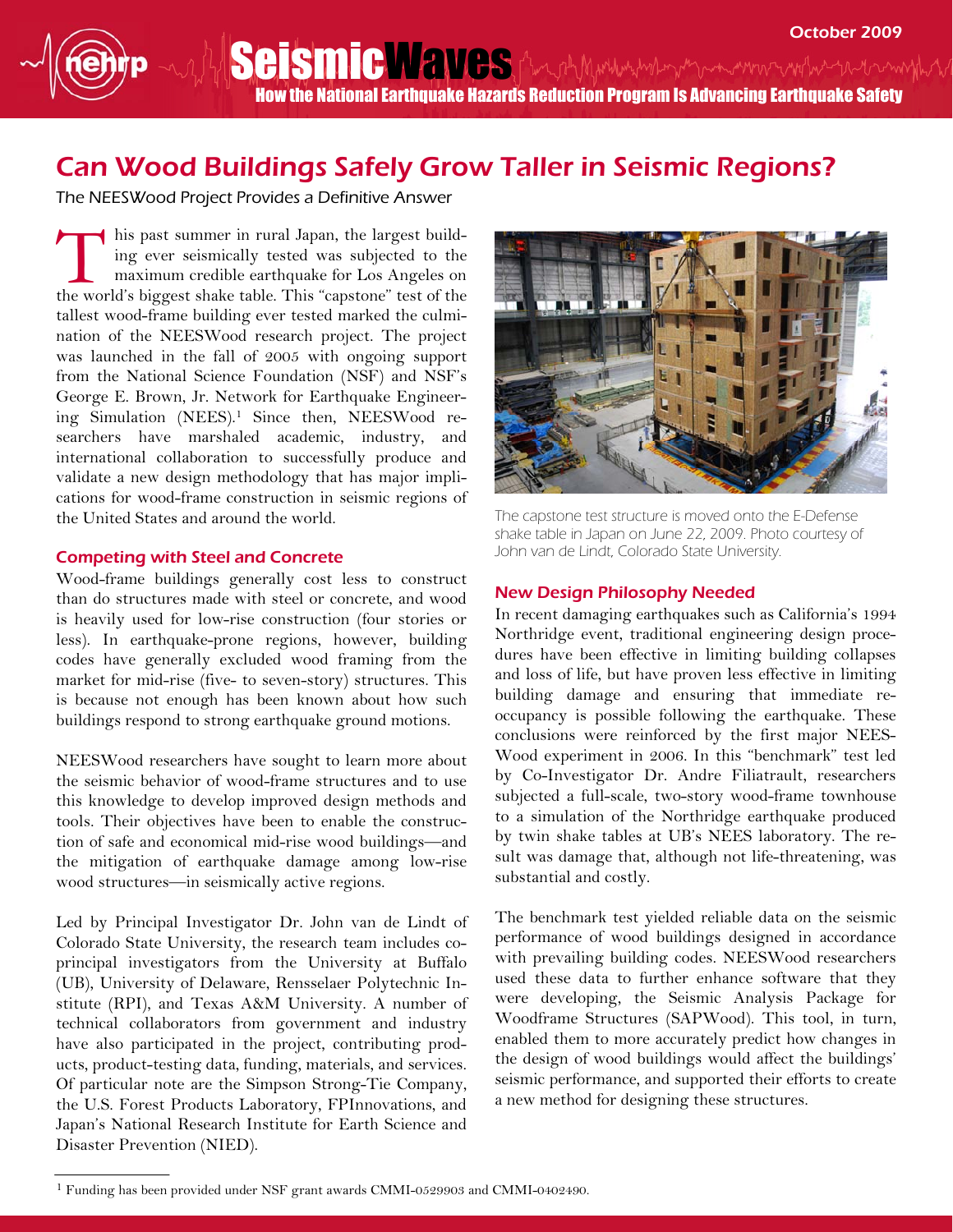# Can Wood Buildings Safely Grow Taller in Seismic Regions?

*The NEESWood Project Provides a Definitive Answer*

This past summer in rural Japan, the largest building ever seismically tested was subjected to the maximum credible earthquake for Los Angeles on the world's biggest shake table. This "capstone" test of the tallest wood-frame building ever tested marked the culmination of the NEESWood research project. The project was launched in the fall of 2005 with ongoing support from the National Science Foundation (NSF) and NSF's George E. Brown, Jr. Network for Earthquake Engineering Simulation (NEES).[1] Since then, NEESWood researchers have marshaled academic, industry, and international collaboration to successfully produce and validate a new design methodology that has major implications for wood-frame construction in seismic regions of the United States and around the world.

## Competing with Steel and Concrete

Wood-frame buildings generally cost less to construct than do structures made with steel or concrete, and wood is heavily used for low-rise construction (four stories or less). In earthquake-prone regions, however, building codes have generally excluded wood framing from the market for mid-rise (five- to seven-story) structures. This is because not enough has been known about how such buildings respond to strong earthquake ground motions.

NEESWood researchers have sought to learn more about the seismic behavior of wood-frame structures and to use this knowledge to develop improved design methods and tools. Their objectives have been to enable the construction of safe and economical mid-rise wood buildings—and the mitigation of earthquake damage among low-rise wood structures—in seismically active regions.

Led by Principal Investigator Dr. John van de Lindt of Colorado State University, the research team includes co-principal investigators from the University at Buffalo (UB), University of Delaware, Rensselaer Polytechnic Institute (RPI), and Texas A&M University. A number of technical collaborators from government and industry have also participated in the project, contributing products, product-testing data, funding, materials, and services. Of particular note are the Simpson Strong-Tie Company, the U.S. Forest Products Laboratory, FPInnovations, and Japan's National Research Institute for Earth Science and Disaster Prevention (NIED).

*The capstone test structure is moved onto the E-Defense shake table in Japan on June 22, 2009. Photo courtesy of John van de Lindt, Colorado State University.*

## New Design Philosophy Needed

In recent damaging earthquakes such as California's 1994 Northridge event, traditional engineering design procedures have been effective in limiting building collapses and loss of life, but have proven less effective in limiting building damage and ensuring that immediate reoccupancy is possible following the earthquake. These conclusions were reinforced by the first major NEESWood experiment in 2006. In this "benchmark" test led by Co-Investigator Dr. Andre Filiatrault, researchers subjected a full-scale, two-story wood-frame townhouse to a simulation of the Northridge earthquake produced by twin shake tables at UB's NEES laboratory. The result was damage that, although not life-threatening, was substantial and costly.

The benchmark test yielded reliable data on the seismic performance of wood buildings designed in accordance with prevailing building codes. NEESWood researchers used these data to further enhance software that they were developing, the Seismic Analysis Package for Woodframe Structures (SAPWood). This tool, in turn, enabled them to more accurately predict how changes in the design of wood buildings would affect the buildings' seismic performance, and supported their efforts to create a new method for designing these structures.

---

[1] Funding has been provided under NSF grant awards CMMI-0529903 and CMMI-0402490.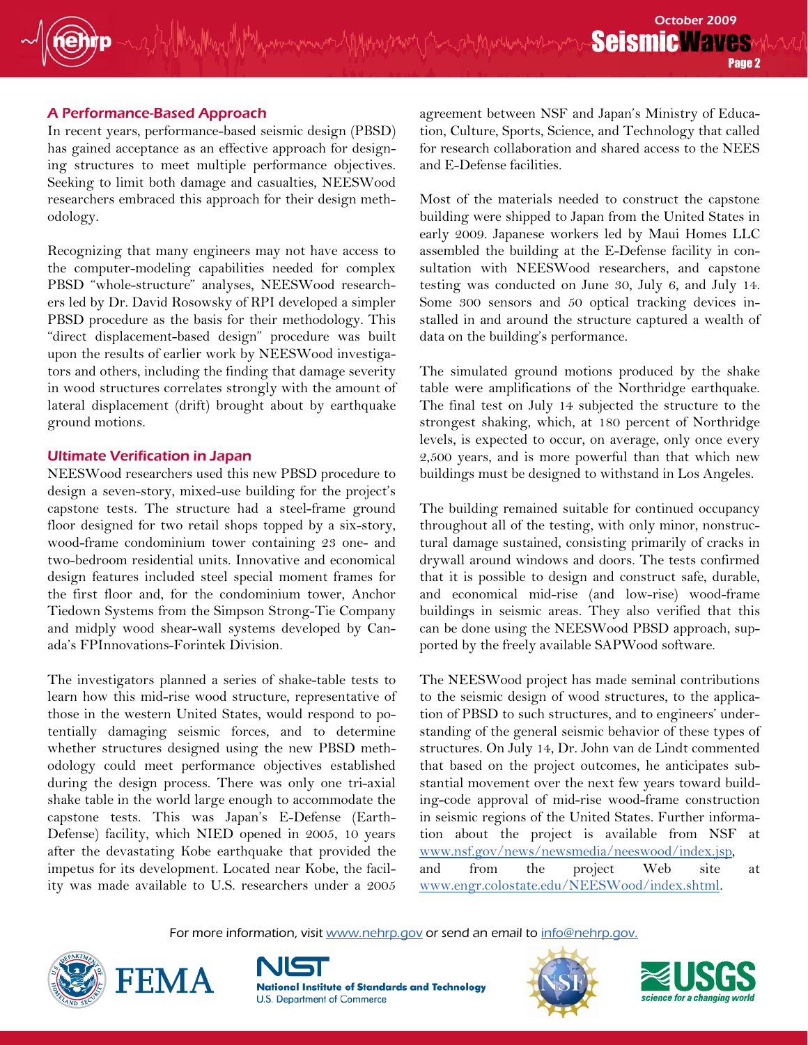## A Performance-Based Approach

In recent years, performance-based seismic design (PBSD) has gained acceptance as an effective approach for designing structures to meet multiple performance objectives. Seeking to limit both damage and casualties, NEESWood researchers embraced this approach for their design methodology.

Recognizing that many engineers may not have access to the computer-modeling capabilities needed for complex PBSD "whole-structure" analyses, NEESWood researchers led by Dr. David Rosowsky of RPI developed a simpler PBSD procedure as the basis for their methodology. This "direct displacement-based design" procedure was built upon the results of earlier work by NEESWood investigators and others, including the finding that damage severity in wood structures correlates strongly with the amount of lateral displacement (drift) brought about by earthquake ground motions.

## Ultimate Verification in Japan

NEESWood researchers used this new PBSD procedure to design a seven-story, mixed-use building for the project's capstone tests. The structure had a steel-frame ground floor designed for two retail shops topped by a six-story, wood-frame condominium tower containing 23 one- and two-bedroom residential units. Innovative and economical design features included steel special moment frames for the first floor and, for the condominium tower, Anchor Tiedown Systems from the Simpson Strong-Tie Company and midply wood shear-wall systems developed by Canada's FPInnovations-Forintek Division.

The investigators planned a series of shake-table tests to learn how this mid-rise wood structure, representative of those in the western United States, would respond to potentially damaging seismic forces, and to determine whether structures designed using the new PBSD methodology could meet performance objectives established during the design process. There was only one tri-axial shake table in the world large enough to accommodate the capstone tests. This was Japan's E-Defense (Earth-Defense) facility, which NIED opened in 2005, 10 years after the devastating Kobe earthquake that provided the impetus for its development. Located near Kobe, the facility was made available to U.S. researchers under a 2005 agreement between NSF and Japan's Ministry of Education, Culture, Sports, Science, and Technology that called for research collaboration and shared access to the NEES and E-Defense facilities.

Most of the materials needed to construct the capstone building were shipped to Japan from the United States in early 2009. Japanese workers led by Maui Homes LLC assembled the building at the E-Defense facility in consultation with NEESWood researchers, and capstone testing was conducted on June 30, July 6, and July 14. Some 300 sensors and 50 optical tracking devices installed in and around the structure captured a wealth of data on the building's performance.

The simulated ground motions produced by the shake table were amplifications of the Northridge earthquake. The final test on July 14 subjected the structure to the strongest shaking, which, at 180 percent of Northridge levels, is expected to occur, on average, only once every 2,500 years, and is more powerful than that which new buildings must be designed to withstand in Los Angeles.

The building remained suitable for continued occupancy throughout all of the testing, with only minor, nonstructural damage sustained, consisting primarily of cracks in drywall around windows and doors. The tests confirmed that it is possible to design and construct safe, durable, and economical mid-rise (and low-rise) wood-frame buildings in seismic areas. They also verified that this can be done using the NEESWood PBSD approach, supported by the freely available SAPWood software.

The NEESWood project has made seminal contributions to the seismic design of wood structures, to the application of PBSD to such structures, and to engineers' understanding of the general seismic behavior of these types of structures. On July 14, Dr. John van de Lindt commented that based on the project outcomes, he anticipates substantial movement over the next few years toward building-code approval of mid-rise wood-frame construction in seismic regions of the United States. Further information about the project is available from NSF at www.nsf.gov/news/newsmedia/neeswood/index.jsp, and from the project Web site at www.engr.colostate.edu/NEESWood/index.shtml.

*For more information, visit www.nehrp.gov or send an email to info@nehrp.gov.*